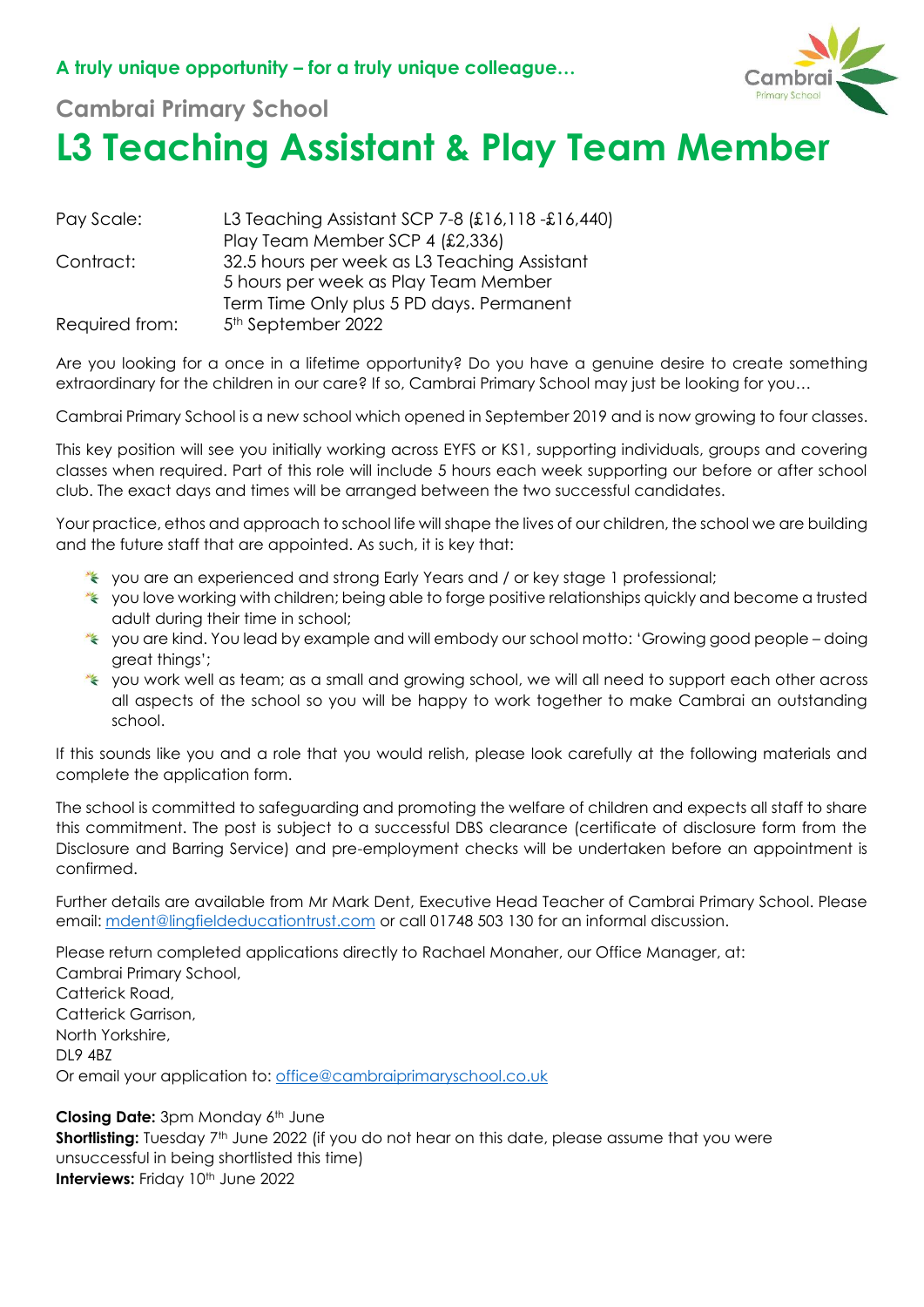**A truly unique opportunity – for a truly unique colleague…**

## Cambrai Primary School

# L3 Teaching Assistant & Play Team Member

| | |
|---|---|
| Pay Scale: | L3 Teaching Assistant SCP 7-8 (£16,118 -£16,440)<br>Play Team Member SCP 4 (£2,336) |
| Contract: | 32.5 hours per week as L3 Teaching Assistant<br>5 hours per week as Play Team Member<br>Term Time Only plus 5 PD days. Permanent |
| Required from: | 5th September 2022 |

Are you looking for a once in a lifetime opportunity? Do you have a genuine desire to create something extraordinary for the children in our care? If so, Cambrai Primary School may just be looking for you…

Cambrai Primary School is a new school which opened in September 2019 and is now growing to four classes.

This key position will see you initially working across EYFS or KS1, supporting individuals, groups and covering classes when required. Part of this role will include 5 hours each week supporting our before or after school club. The exact days and times will be arranged between the two successful candidates.

Your practice, ethos and approach to school life will shape the lives of our children, the school we are building and the future staff that are appointed. As such, it is key that:

- you are an experienced and strong Early Years and / or key stage 1 professional;
- you love working with children; being able to forge positive relationships quickly and become a trusted adult during their time in school;
- you are kind. You lead by example and will embody our school motto: 'Growing good people – doing great things';
- you work well as team; as a small and growing school, we will all need to support each other across all aspects of the school so you will be happy to work together to make Cambrai an outstanding school.

If this sounds like you and a role that you would relish, please look carefully at the following materials and complete the application form.

The school is committed to safeguarding and promoting the welfare of children and expects all staff to share this commitment. The post is subject to a successful DBS clearance (certificate of disclosure form from the Disclosure and Barring Service) and pre-employment checks will be undertaken before an appointment is confirmed.

Further details are available from Mr Mark Dent, Executive Head Teacher of Cambrai Primary School. Please email: mdent@lingfieldeducationtrust.com or call 01748 503 130 for an informal discussion.

Please return completed applications directly to Rachael Monaher, our Office Manager, at:
Cambrai Primary School,
Catterick Road,
Catterick Garrison,
North Yorkshire,
DL9 4BZ
Or email your application to: office@cambraiprimaryschool.co.uk

**Closing Date:** 3pm Monday 6th June
**Shortlisting:** Tuesday 7th June 2022 (if you do not hear on this date, please assume that you were unsuccessful in being shortlisted this time)
**Interviews:** Friday 10th June 2022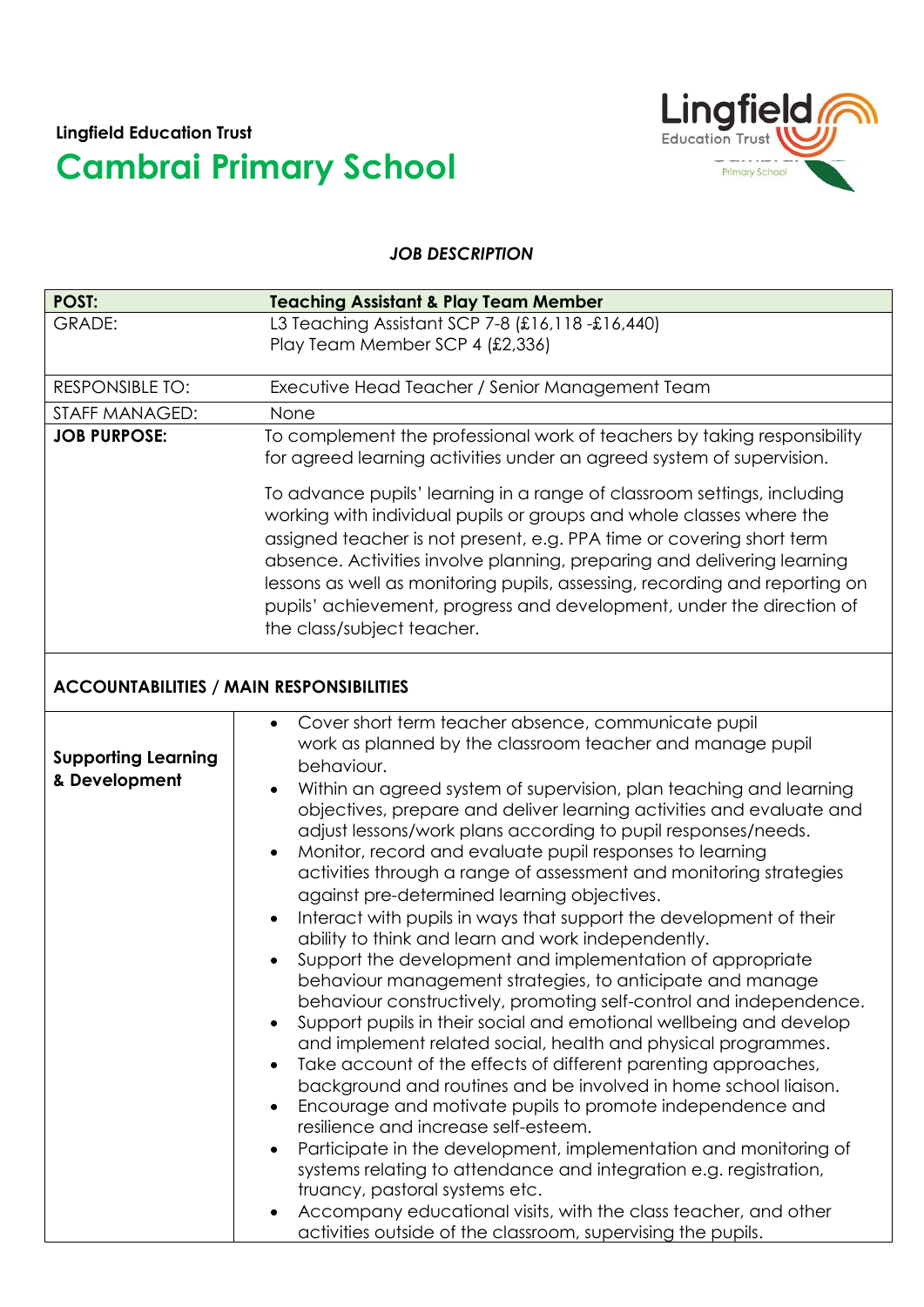**Lingfield Education Trust**

# Cambrai Primary School

***JOB DESCRIPTION***

| **POST:** | **Teaching Assistant & Play Team Member** |
|---|---|
| GRADE: | L3 Teaching Assistant SCP 7-8 (£16,118 -£16,440)<br>Play Team Member SCP 4 (£2,336) |
| RESPONSIBLE TO: | Executive Head Teacher / Senior Management Team |
| STAFF MANAGED: | None |
| **JOB PURPOSE:** | To complement the professional work of teachers by taking responsibility for agreed learning activities under an agreed system of supervision.<br><br>To advance pupils' learning in a range of classroom settings, including working with individual pupils or groups and whole classes where the assigned teacher is not present, e.g. PPA time or covering short term absence. Activities involve planning, preparing and delivering learning lessons as well as monitoring pupils, assessing, recording and reporting on pupils' achievement, progress and development, under the direction of the class/subject teacher. |

**ACCOUNTABILITIES / MAIN RESPONSIBILITIES**

| | |
|---|---|
| **Supporting Learning & Development** | • Cover short term teacher absence, communicate pupil work as planned by the classroom teacher and manage pupil behaviour.<br>• Within an agreed system of supervision, plan teaching and learning objectives, prepare and deliver learning activities and evaluate and adjust lessons/work plans according to pupil responses/needs.<br>• Monitor, record and evaluate pupil responses to learning activities through a range of assessment and monitoring strategies against pre-determined learning objectives.<br>• Interact with pupils in ways that support the development of their ability to think and learn and work independently.<br>• Support the development and implementation of appropriate behaviour management strategies, to anticipate and manage behaviour constructively, promoting self-control and independence.<br>• Support pupils in their social and emotional wellbeing and develop and implement related social, health and physical programmes.<br>• Take account of the effects of different parenting approaches, background and routines and be involved in home school liaison.<br>• Encourage and motivate pupils to promote independence and resilience and increase self-esteem.<br>• Participate in the development, implementation and monitoring of systems relating to attendance and integration e.g. registration, truancy, pastoral systems etc.<br>• Accompany educational visits, with the class teacher, and other activities outside of the classroom, supervising the pupils. |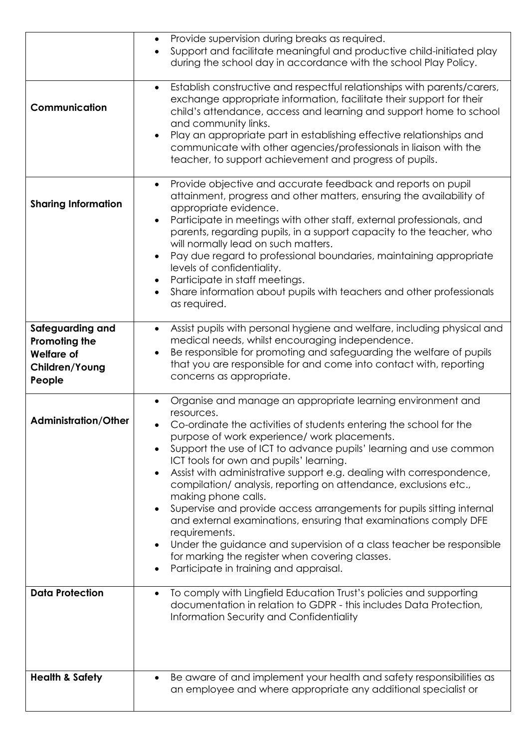| | |
|---|---|
| | • Provide supervision during breaks as required.<br>• Support and facilitate meaningful and productive child-initiated play during the school day in accordance with the school Play Policy. |
| **Communication** | • Establish constructive and respectful relationships with parents/carers, exchange appropriate information, facilitate their support for their child's attendance, access and learning and support home to school and community links.<br>• Play an appropriate part in establishing effective relationships and communicate with other agencies/professionals in liaison with the teacher, to support achievement and progress of pupils. |
| **Sharing Information** | • Provide objective and accurate feedback and reports on pupil attainment, progress and other matters, ensuring the availability of appropriate evidence.<br>• Participate in meetings with other staff, external professionals, and parents, regarding pupils, in a support capacity to the teacher, who will normally lead on such matters.<br>• Pay due regard to professional boundaries, maintaining appropriate levels of confidentiality.<br>• Participate in staff meetings.<br>• Share information about pupils with teachers and other professionals as required. |
| **Safeguarding and Promoting the Welfare of Children/Young People** | • Assist pupils with personal hygiene and welfare, including physical and medical needs, whilst encouraging independence.<br>• Be responsible for promoting and safeguarding the welfare of pupils that you are responsible for and come into contact with, reporting concerns as appropriate. |
| **Administration/Other** | • Organise and manage an appropriate learning environment and resources.<br>• Co-ordinate the activities of students entering the school for the purpose of work experience/ work placements.<br>• Support the use of ICT to advance pupils' learning and use common ICT tools for own and pupils' learning.<br>• Assist with administrative support e.g. dealing with correspondence, compilation/ analysis, reporting on attendance, exclusions etc., making phone calls.<br>• Supervise and provide access arrangements for pupils sitting internal and external examinations, ensuring that examinations comply DFE requirements.<br>• Under the guidance and supervision of a class teacher be responsible for marking the register when covering classes.<br>• Participate in training and appraisal. |
| **Data Protection** | • To comply with Lingfield Education Trust's policies and supporting documentation in relation to GDPR - this includes Data Protection, Information Security and Confidentiality |
| **Health & Safety** | • Be aware of and implement your health and safety responsibilities as an employee and where appropriate any additional specialist or |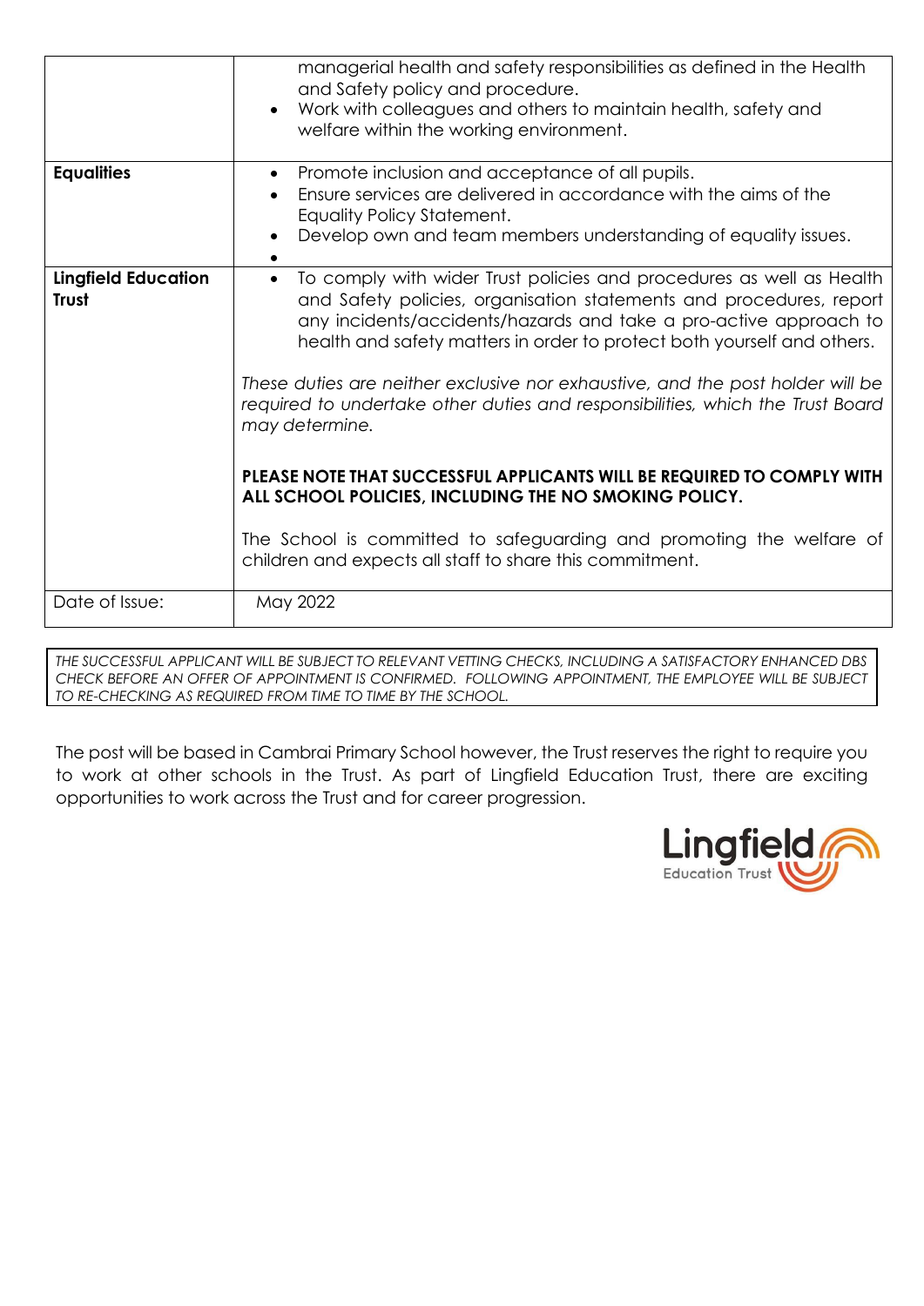| | |
|---|---|
| | managerial health and safety responsibilities as defined in the Health and Safety policy and procedure.<br>• Work with colleagues and others to maintain health, safety and welfare within the working environment. |
| **Equalities** | • Promote inclusion and acceptance of all pupils.<br>• Ensure services are delivered in accordance with the aims of the Equality Policy Statement.<br>• Develop own and team members understanding of equality issues.<br>• |
| **Lingfield Education Trust** | • To comply with wider Trust policies and procedures as well as Health and Safety policies, organisation statements and procedures, report any incidents/accidents/hazards and take a pro-active approach to health and safety matters in order to protect both yourself and others.<br><br>*These duties are neither exclusive nor exhaustive, and the post holder will be required to undertake other duties and responsibilities, which the Trust Board may determine.*<br><br>**PLEASE NOTE THAT SUCCESSFUL APPLICANTS WILL BE REQUIRED TO COMPLY WITH ALL SCHOOL POLICIES, INCLUDING THE NO SMOKING POLICY.**<br><br>The School is committed to safeguarding and promoting the welfare of children and expects all staff to share this commitment. |
| Date of Issue: | May 2022 |

*THE SUCCESSFUL APPLICANT WILL BE SUBJECT TO RELEVANT VETTING CHECKS, INCLUDING A SATISFACTORY ENHANCED DBS CHECK BEFORE AN OFFER OF APPOINTMENT IS CONFIRMED. FOLLOWING APPOINTMENT, THE EMPLOYEE WILL BE SUBJECT TO RE-CHECKING AS REQUIRED FROM TIME TO TIME BY THE SCHOOL.*

The post will be based in Cambrai Primary School however, the Trust reserves the right to require you to work at other schools in the Trust. As part of Lingfield Education Trust, there are exciting opportunities to work across the Trust and for career progression.

Lingfield Education Trust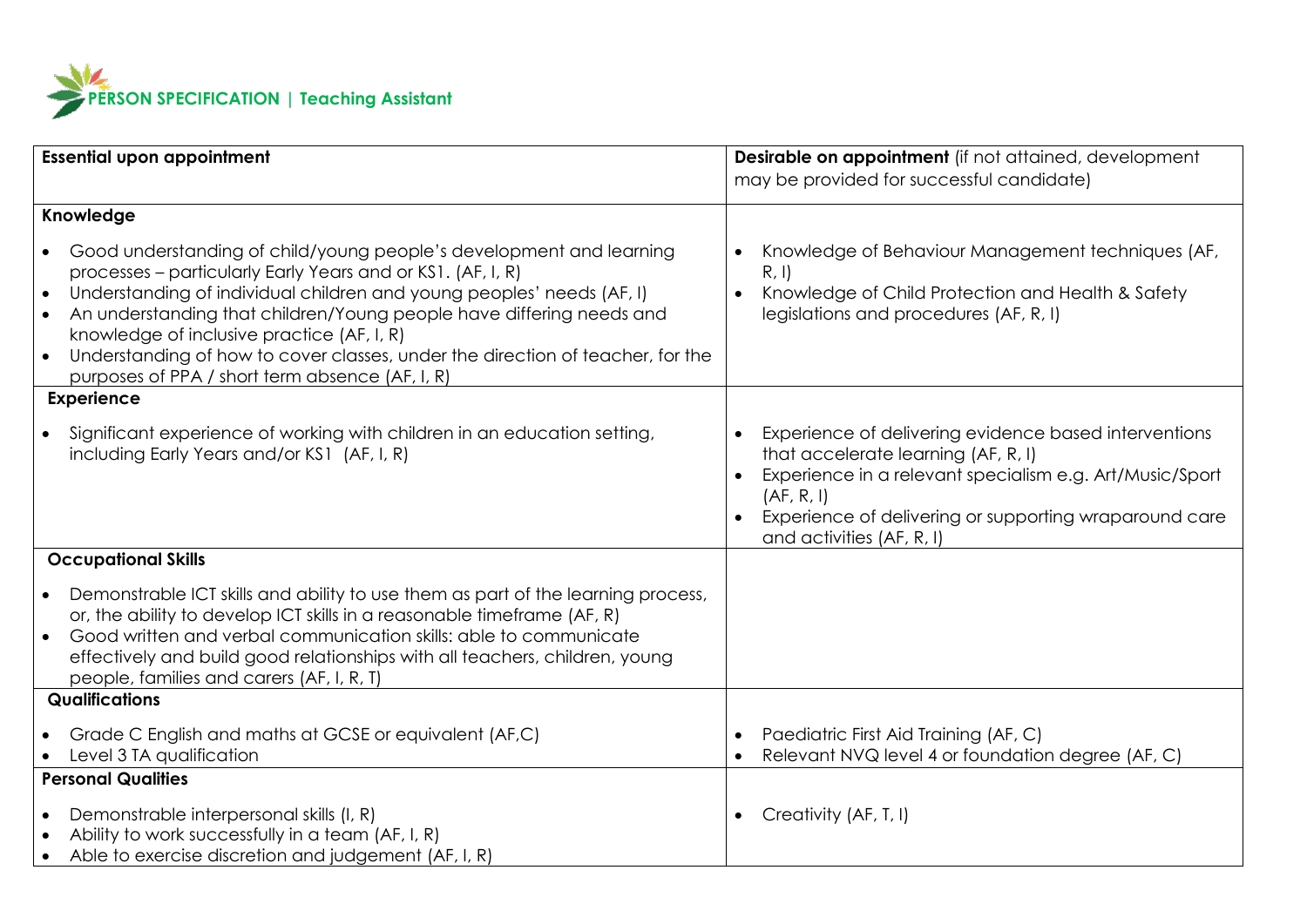# PERSON SPECIFICATION | Teaching Assistant

| Essential upon appointment | Desirable on appointment (if not attained, development may be provided for successful candidate) |
|---|---|
| **Knowledge** | |
| • Good understanding of child/young people's development and learning processes – particularly Early Years and or KS1. (AF, I, R)<br>• Understanding of individual children and young peoples' needs (AF, I)<br>• An understanding that children/Young people have differing needs and knowledge of inclusive practice (AF, I, R)<br>• Understanding of how to cover classes, under the direction of teacher, for the purposes of PPA / short term absence (AF, I, R) | • Knowledge of Behaviour Management techniques (AF, R, I)<br>• Knowledge of Child Protection and Health & Safety legislations and procedures (AF, R, I) |
| **Experience** | |
| • Significant experience of working with children in an education setting, including Early Years and/or KS1 (AF, I, R) | • Experience of delivering evidence based interventions that accelerate learning (AF, R, I)<br>• Experience in a relevant specialism e.g. Art/Music/Sport (AF, R, I)<br>• Experience of delivering or supporting wraparound care and activities (AF, R, I) |
| **Occupational Skills** | |
| • Demonstrable ICT skills and ability to use them as part of the learning process, or, the ability to develop ICT skills in a reasonable timeframe (AF, R)<br>• Good written and verbal communication skills: able to communicate effectively and build good relationships with all teachers, children, young people, families and carers (AF, I, R, T) | |
| **Qualifications** | |
| • Grade C English and maths at GCSE or equivalent (AF,C)<br>• Level 3 TA qualification | • Paediatric First Aid Training (AF, C)<br>• Relevant NVQ level 4 or foundation degree (AF, C) |
| **Personal Qualities** | |
| • Demonstrable interpersonal skills (I, R)<br>• Ability to work successfully in a team (AF, I, R)<br>• Able to exercise discretion and judgement (AF, I, R) | • Creativity (AF, T, I) |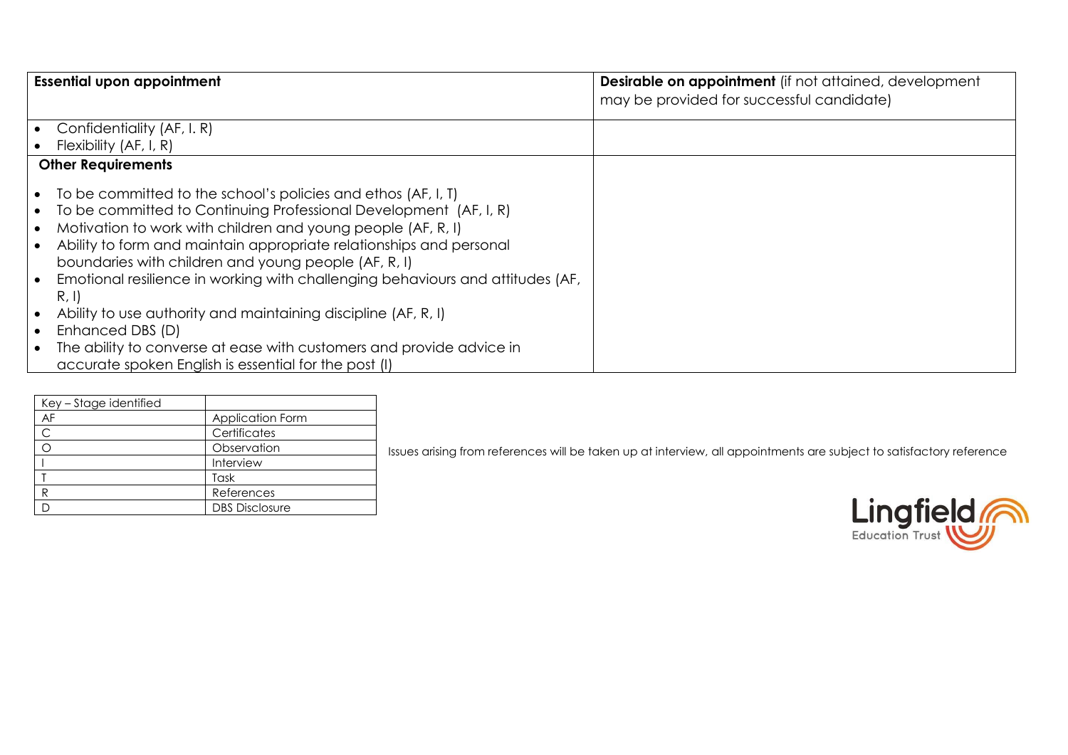| Essential upon appointment | Desirable on appointment (if not attained, development may be provided for successful candidate) |
|---|---|
| • Confidentiality (AF, I. R)<br>• Flexibility (AF, I, R) | |
| **Other Requirements**<br>• To be committed to the school's policies and ethos (AF, I, T)<br>• To be committed to Continuing Professional Development (AF, I, R)<br>• Motivation to work with children and young people (AF, R, I)<br>• Ability to form and maintain appropriate relationships and personal boundaries with children and young people (AF, R, I)<br>• Emotional resilience in working with challenging behaviours and attitudes (AF, R, I)<br>• Ability to use authority and maintaining discipline (AF, R, I)<br>• Enhanced DBS (D)<br>• The ability to converse at ease with customers and provide advice in accurate spoken English is essential for the post (I) | |

| Key – Stage identified | |
|---|---|
| AF | Application Form |
| C | Certificates |
| O | Observation |
| I | Interview |
| T | Task |
| R | References |
| D | DBS Disclosure |

Issues arising from references will be taken up at interview, all appointments are subject to satisfactory reference

Lingfield Education Trust